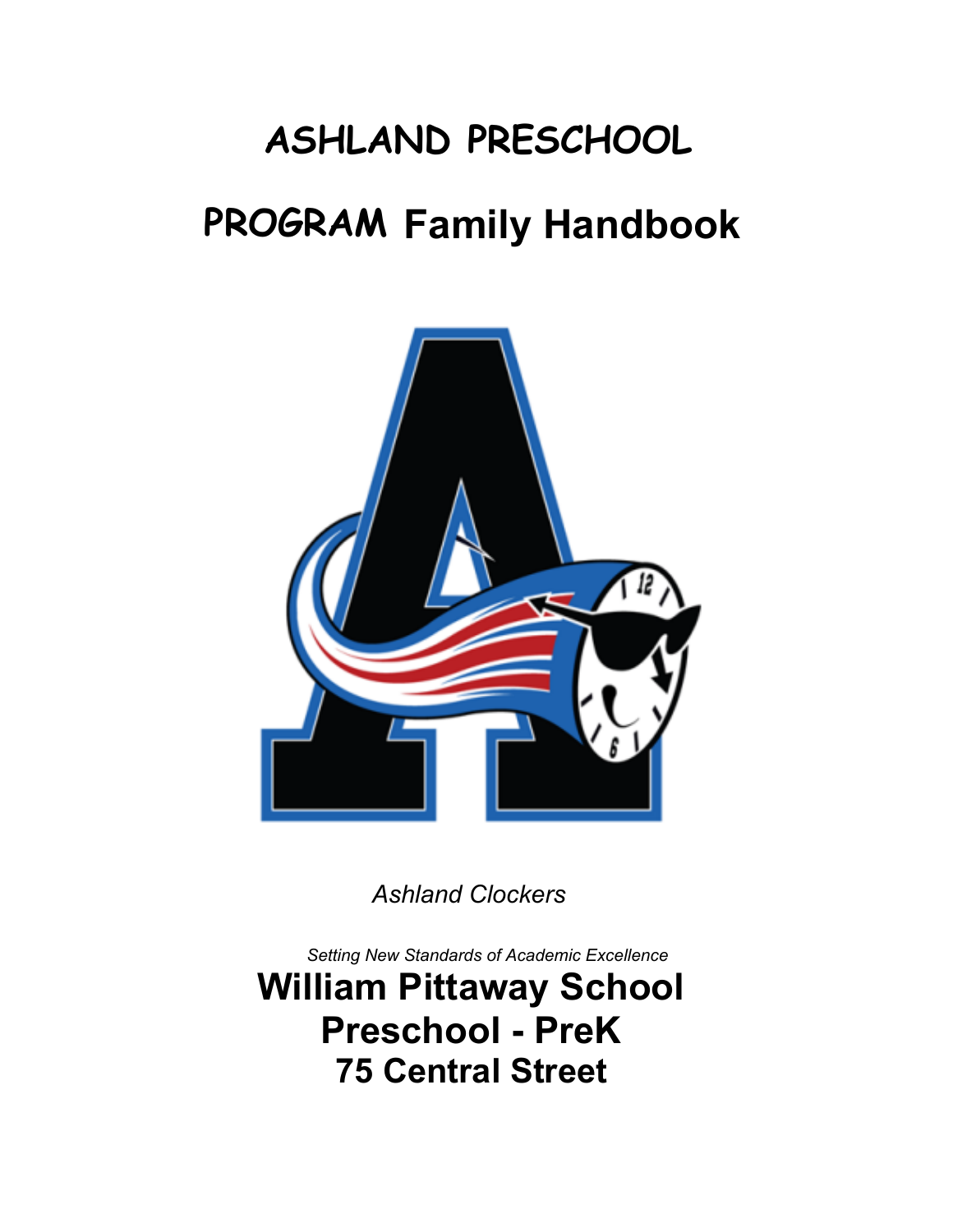# ASHLAND PRESCHOOL PROGRAM Family Handbook

*Ashland Clockers*

*Setting New Standards of Academic Excellence*

**William Pittaway School**

**Preschool - PreK**

**75 Central Street**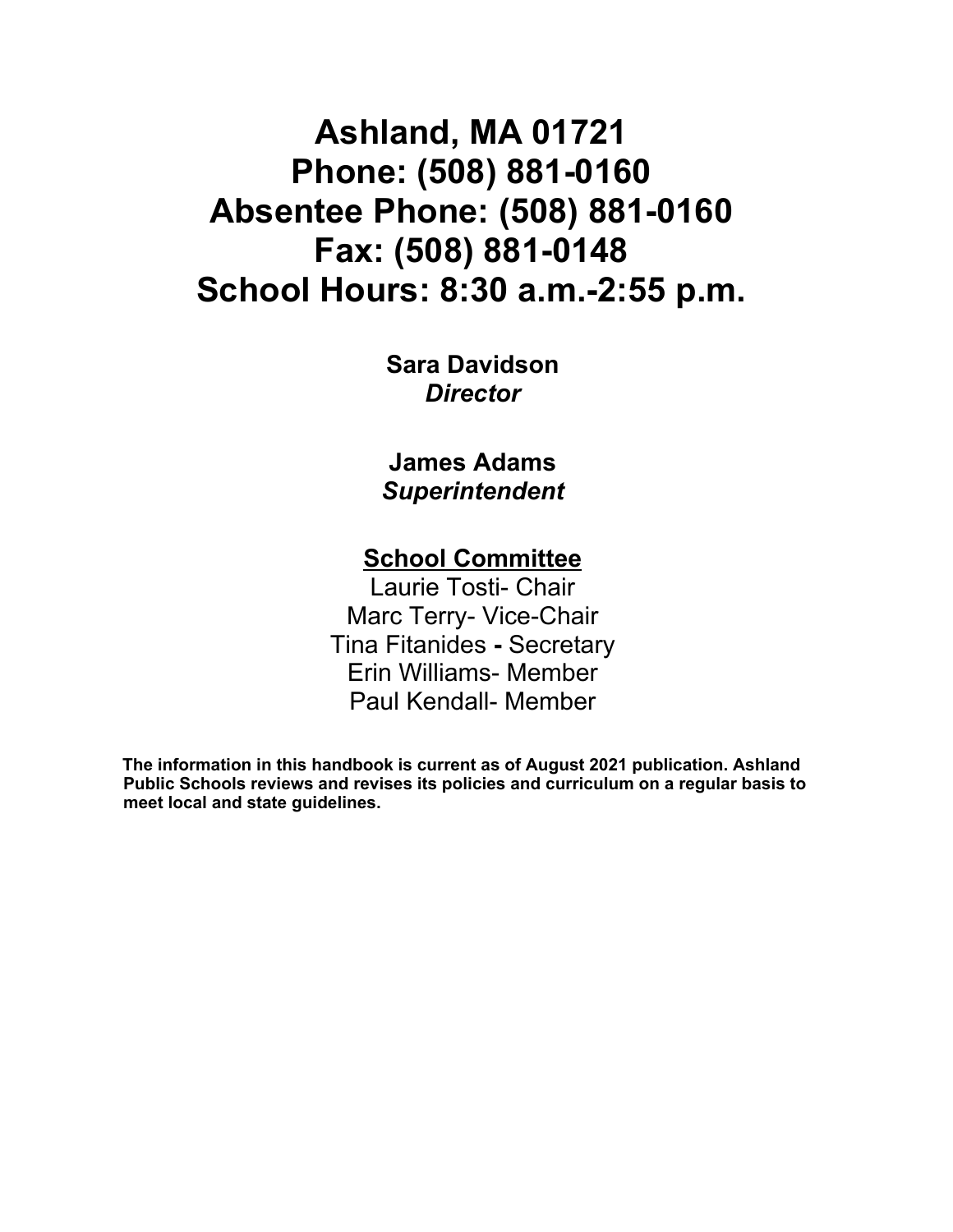# Ashland, MA 01721
# Phone: (508) 881-0160
# Absentee Phone: (508) 881-0160
# Fax: (508) 881-0148
# School Hours: 8:30 a.m.-2:55 p.m.

**Sara Davidson**
***Director***

**James Adams**
***Superintendent***

**School Committee**

Laurie Tosti- Chair
Marc Terry- Vice-Chair
Tina Fitanides **-** Secretary
Erin Williams- Member
Paul Kendall- Member

**The information in this handbook is current as of August 2021 publication. Ashland Public Schools reviews and revises its policies and curriculum on a regular basis to meet local and state guidelines.**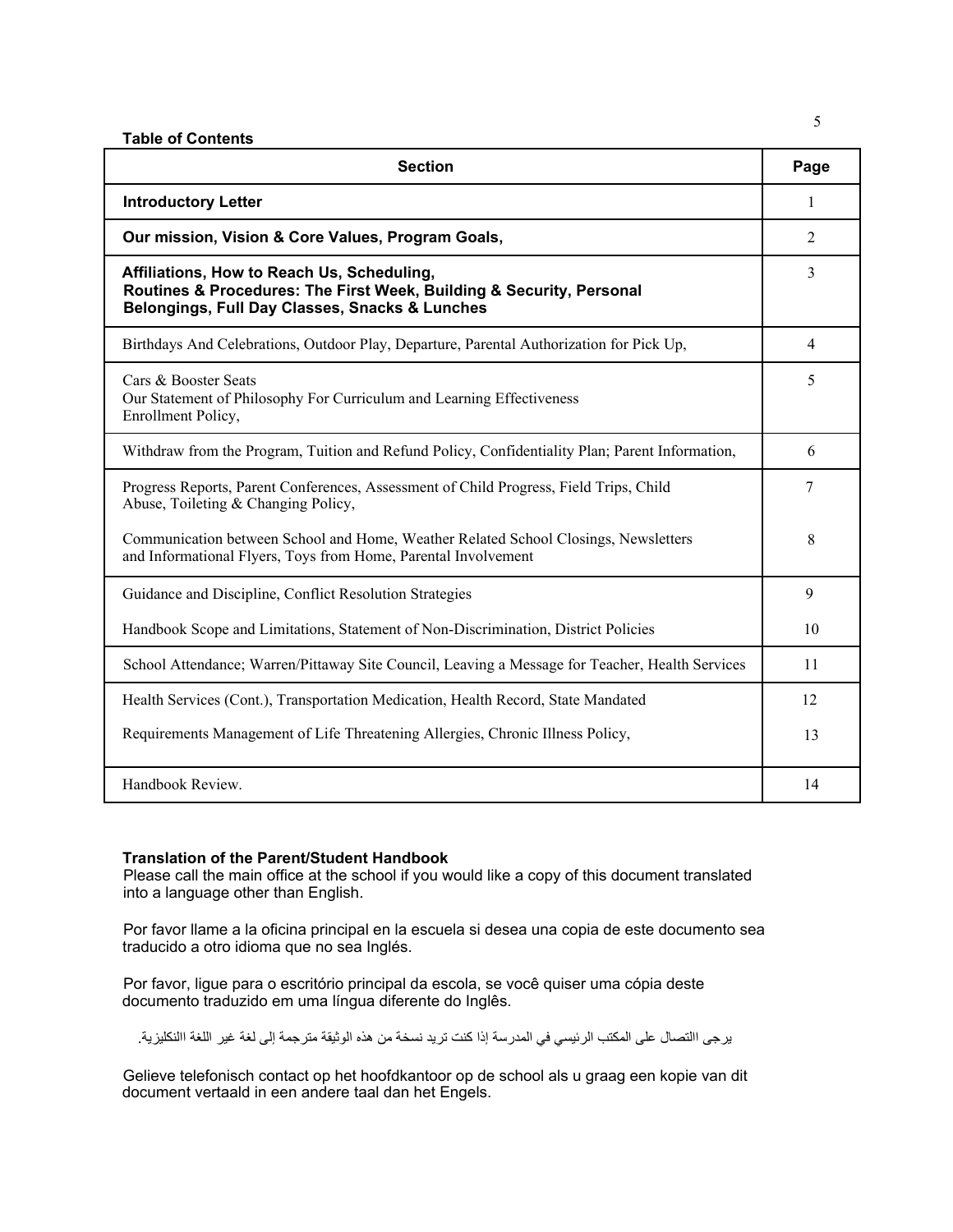**Table of Contents**

| Section | Page |
|---|---|
| **Introductory Letter** | 1 |
| **Our mission, Vision & Core Values, Program Goals,** | 2 |
| **Affiliations, How to Reach Us, Scheduling, Routines & Procedures: The First Week, Building & Security, Personal Belongings, Full Day Classes, Snacks & Lunches** | 3 |
| Birthdays And Celebrations, Outdoor Play, Departure, Parental Authorization for Pick Up, | 4 |
| Cars & Booster Seats<br>Our Statement of Philosophy For Curriculum and Learning Effectiveness<br>Enrollment Policy, | 5 |
| Withdraw from the Program, Tuition and Refund Policy, Confidentiality Plan; Parent Information, | 6 |
| Progress Reports, Parent Conferences, Assessment of Child Progress, Field Trips, Child Abuse, Toileting & Changing Policy,<br><br>Communication between School and Home, Weather Related School Closings, Newsletters and Informational Flyers, Toys from Home, Parental Involvement | 7<br><br>8 |
| Guidance and Discipline, Conflict Resolution Strategies<br><br>Handbook Scope and Limitations, Statement of Non-Discrimination, District Policies | 9<br><br>10 |
| School Attendance; Warren/Pittaway Site Council, Leaving a Message for Teacher, Health Services | 11 |
| Health Services (Cont.), Transportation Medication, Health Record, State Mandated<br><br>Requirements Management of Life Threatening Allergies, Chronic Illness Policy, | 12<br><br>13 |
| Handbook Review. | 14 |

**Translation of the Parent/Student Handbook**

Please call the main office at the school if you would like a copy of this document translated into a language other than English.

Por favor llame a la oficina principal en la escuela si desea una copia de este documento sea traducido a otro idioma que no sea Inglés.

Por favor, ligue para o escritório principal da escola, se você quiser uma cópia deste documento traduzido em uma língua diferente do Inglês.

يرجى االتصال على المكتب الرئيسي في المدرسة إذا كنت تريد نسخة من هذه الوثيقة مترجمة إلى لغة غير اللغة االنكليزية.

Gelieve telefonisch contact op het hoofdkantoor op de school als u graag een kopie van dit document vertaald in een andere taal dan het Engels.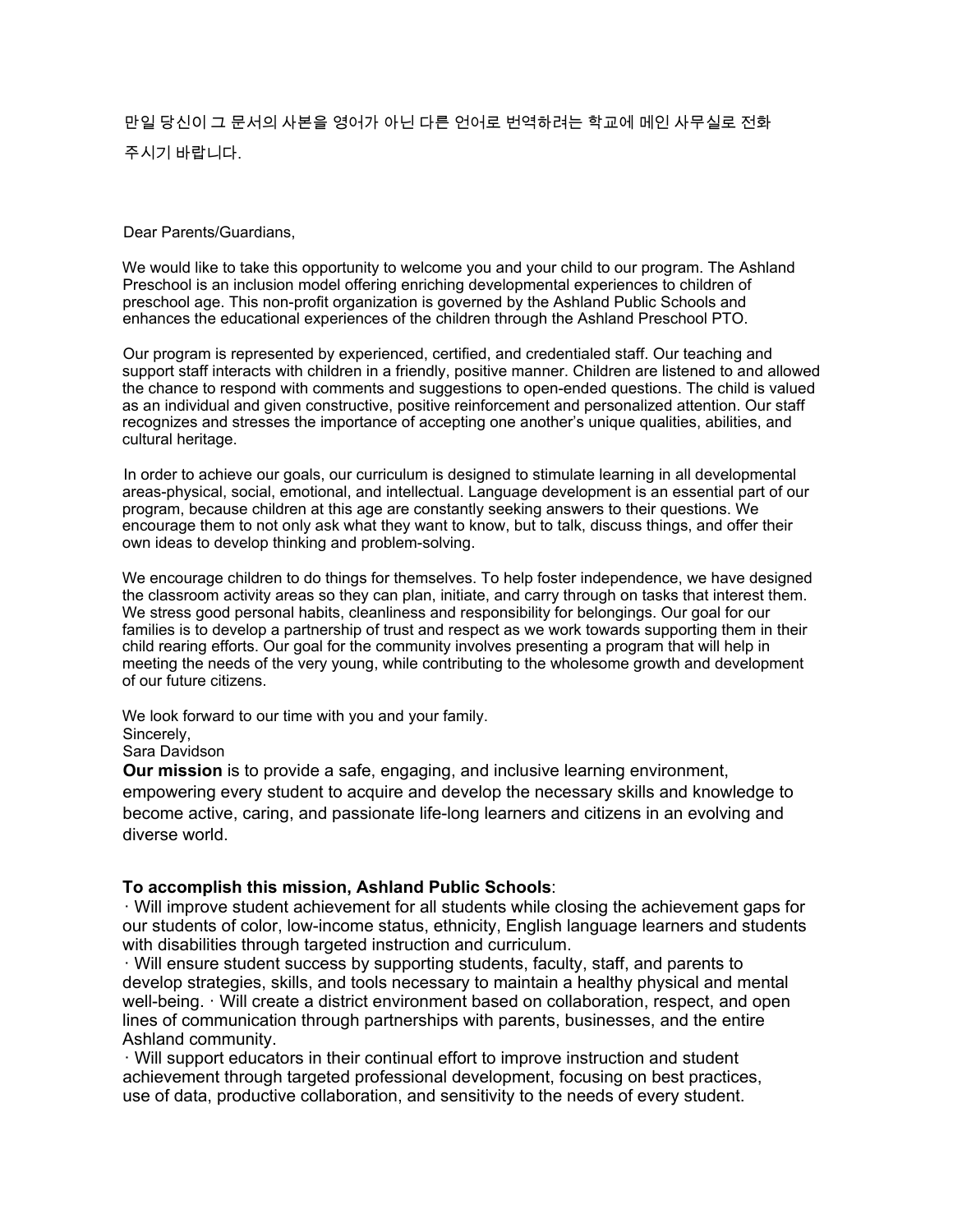만일 당신이 그 문서의 사본을 영어가 아닌 다른 언어로 번역하려는 학교에 메인 사무실로 전화 주시기 바랍니다.

Dear Parents/Guardians,

We would like to take this opportunity to welcome you and your child to our program. The Ashland Preschool is an inclusion model offering enriching developmental experiences to children of preschool age. This non-profit organization is governed by the Ashland Public Schools and enhances the educational experiences of the children through the Ashland Preschool PTO.

Our program is represented by experienced, certified, and credentialed staff. Our teaching and support staff interacts with children in a friendly, positive manner. Children are listened to and allowed the chance to respond with comments and suggestions to open-ended questions. The child is valued as an individual and given constructive, positive reinforcement and personalized attention. Our staff recognizes and stresses the importance of accepting one another's unique qualities, abilities, and cultural heritage.

In order to achieve our goals, our curriculum is designed to stimulate learning in all developmental areas-physical, social, emotional, and intellectual. Language development is an essential part of our program, because children at this age are constantly seeking answers to their questions. We encourage them to not only ask what they want to know, but to talk, discuss things, and offer their own ideas to develop thinking and problem-solving.

We encourage children to do things for themselves. To help foster independence, we have designed the classroom activity areas so they can plan, initiate, and carry through on tasks that interest them. We stress good personal habits, cleanliness and responsibility for belongings. Our goal for our families is to develop a partnership of trust and respect as we work towards supporting them in their child rearing efforts. Our goal for the community involves presenting a program that will help in meeting the needs of the very young, while contributing to the wholesome growth and development of our future citizens.

We look forward to our time with you and your family.
Sincerely,
Sara Davidson

**Our mission** is to provide a safe, engaging, and inclusive learning environment, empowering every student to acquire and develop the necessary skills and knowledge to become active, caring, and passionate life-long learners and citizens in an evolving and diverse world.

**To accomplish this mission, Ashland Public Schools**:

- Will improve student achievement for all students while closing the achievement gaps for our students of color, low-income status, ethnicity, English language learners and students with disabilities through targeted instruction and curriculum.
- Will ensure student success by supporting students, faculty, staff, and parents to develop strategies, skills, and tools necessary to maintain a healthy physical and mental well-being.
- Will create a district environment based on collaboration, respect, and open lines of communication through partnerships with parents, businesses, and the entire Ashland community.
- Will support educators in their continual effort to improve instruction and student achievement through targeted professional development, focusing on best practices, use of data, productive collaboration, and sensitivity to the needs of every student.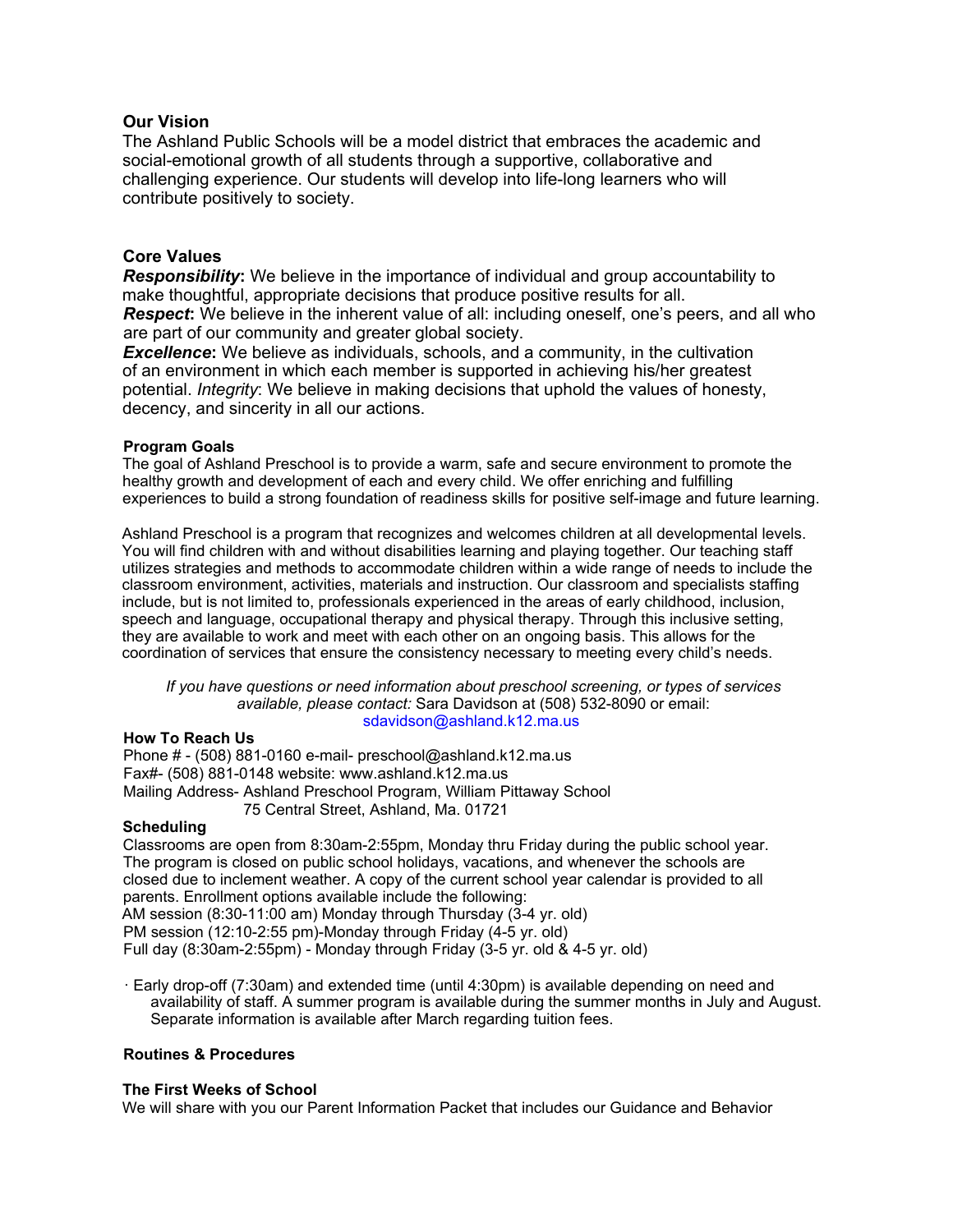## Our Vision

The Ashland Public Schools will be a model district that embraces the academic and social-emotional growth of all students through a supportive, collaborative and challenging experience. Our students will develop into life-long learners who will contribute positively to society.

## Core Values

***Responsibility*:** We believe in the importance of individual and group accountability to make thoughtful, appropriate decisions that produce positive results for all.
***Respect*:** We believe in the inherent value of all: including oneself, one's peers, and all who are part of our community and greater global society.
***Excellence*:** We believe as individuals, schools, and a community, in the cultivation of an environment in which each member is supported in achieving his/her greatest potential. *Integrity*: We believe in making decisions that uphold the values of honesty, decency, and sincerity in all our actions.

### Program Goals

The goal of Ashland Preschool is to provide a warm, safe and secure environment to promote the healthy growth and development of each and every child. We offer enriching and fulfilling experiences to build a strong foundation of readiness skills for positive self-image and future learning.

Ashland Preschool is a program that recognizes and welcomes children at all developmental levels. You will find children with and without disabilities learning and playing together. Our teaching staff utilizes strategies and methods to accommodate children within a wide range of needs to include the classroom environment, activities, materials and instruction. Our classroom and specialists staffing include, but is not limited to, professionals experienced in the areas of early childhood, inclusion, speech and language, occupational therapy and physical therapy. Through this inclusive setting, they are available to work and meet with each other on an ongoing basis. This allows for the coordination of services that ensure the consistency necessary to meeting every child's needs.

*If you have questions or need information about preschool screening, or types of services available, please contact:* Sara Davidson at (508) 532-8090 or email: sdavidson@ashland.k12.ma.us

### How To Reach Us

Phone # - (508) 881-0160 e-mail- preschool@ashland.k12.ma.us
Fax#- (508) 881-0148 website: www.ashland.k12.ma.us
Mailing Address- Ashland Preschool Program, William Pittaway School
75 Central Street, Ashland, Ma. 01721

### Scheduling

Classrooms are open from 8:30am-2:55pm, Monday thru Friday during the public school year. The program is closed on public school holidays, vacations, and whenever the schools are closed due to inclement weather. A copy of the current school year calendar is provided to all parents. Enrollment options available include the following:
AM session (8:30-11:00 am) Monday through Thursday (3-4 yr. old)
PM session (12:10-2:55 pm)-Monday through Friday (4-5 yr. old)
Full day (8:30am-2:55pm) - Monday through Friday (3-5 yr. old & 4-5 yr. old)

- Early drop-off (7:30am) and extended time (until 4:30pm) is available depending on need and availability of staff. A summer program is available during the summer months in July and August. Separate information is available after March regarding tuition fees.

### Routines & Procedures

### The First Weeks of School

We will share with you our Parent Information Packet that includes our Guidance and Behavior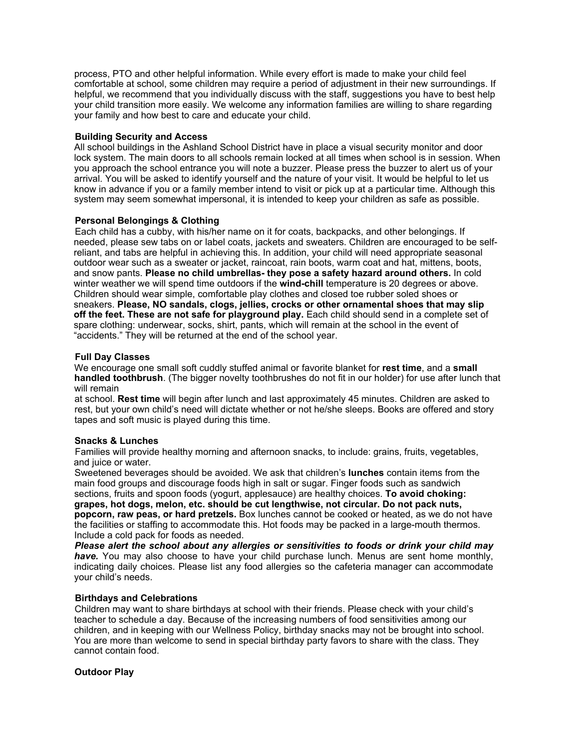process, PTO and other helpful information. While every effort is made to make your child feel comfortable at school, some children may require a period of adjustment in their new surroundings. If helpful, we recommend that you individually discuss with the staff, suggestions you have to best help your child transition more easily. We welcome any information families are willing to share regarding your family and how best to care and educate your child.

**Building Security and Access**

All school buildings in the Ashland School District have in place a visual security monitor and door lock system. The main doors to all schools remain locked at all times when school is in session. When you approach the school entrance you will note a buzzer. Please press the buzzer to alert us of your arrival. You will be asked to identify yourself and the nature of your visit. It would be helpful to let us know in advance if you or a family member intend to visit or pick up at a particular time. Although this system may seem somewhat impersonal, it is intended to keep your children as safe as possible.

**Personal Belongings & Clothing**

Each child has a cubby, with his/her name on it for coats, backpacks, and other belongings. If needed, please sew tabs on or label coats, jackets and sweaters. Children are encouraged to be self-reliant, and tabs are helpful in achieving this. In addition, your child will need appropriate seasonal outdoor wear such as a sweater or jacket, raincoat, rain boots, warm coat and hat, mittens, boots, and snow pants. **Please no child umbrellas- they pose a safety hazard around others.** In cold winter weather we will spend time outdoors if the **wind-chill** temperature is 20 degrees or above. Children should wear simple, comfortable play clothes and closed toe rubber soled shoes or sneakers. **Please, NO sandals, clogs, jellies, crocks or other ornamental shoes that may slip off the feet. These are not safe for playground play.** Each child should send in a complete set of spare clothing: underwear, socks, shirt, pants, which will remain at the school in the event of "accidents." They will be returned at the end of the school year.

**Full Day Classes**

We encourage one small soft cuddly stuffed animal or favorite blanket for **rest time**, and a **small handled toothbrush**. (The bigger novelty toothbrushes do not fit in our holder) for use after lunch that will remain at school. **Rest time** will begin after lunch and last approximately 45 minutes. Children are asked to rest, but your own child's need will dictate whether or not he/she sleeps. Books are offered and story tapes and soft music is played during this time.

**Snacks & Lunches**

Families will provide healthy morning and afternoon snacks, to include: grains, fruits, vegetables, and juice or water.

Sweetened beverages should be avoided. We ask that children's **lunches** contain items from the main food groups and discourage foods high in salt or sugar. Finger foods such as sandwich sections, fruits and spoon foods (yogurt, applesauce) are healthy choices. **To avoid choking: grapes, hot dogs, melon, etc. should be cut lengthwise, not circular. Do not pack nuts, popcorn, raw peas, or hard pretzels.** Box lunches cannot be cooked or heated, as we do not have the facilities or staffing to accommodate this. Hot foods may be packed in a large-mouth thermos. Include a cold pack for foods as needed.

***Please alert the school about any allergies or sensitivities to foods or drink your child may have.*** You may also choose to have your child purchase lunch. Menus are sent home monthly, indicating daily choices. Please list any food allergies so the cafeteria manager can accommodate your child's needs.

**Birthdays and Celebrations**

Children may want to share birthdays at school with their friends. Please check with your child's teacher to schedule a day. Because of the increasing numbers of food sensitivities among our children, and in keeping with our Wellness Policy, birthday snacks may not be brought into school. You are more than welcome to send in special birthday party favors to share with the class. They cannot contain food.

**Outdoor Play**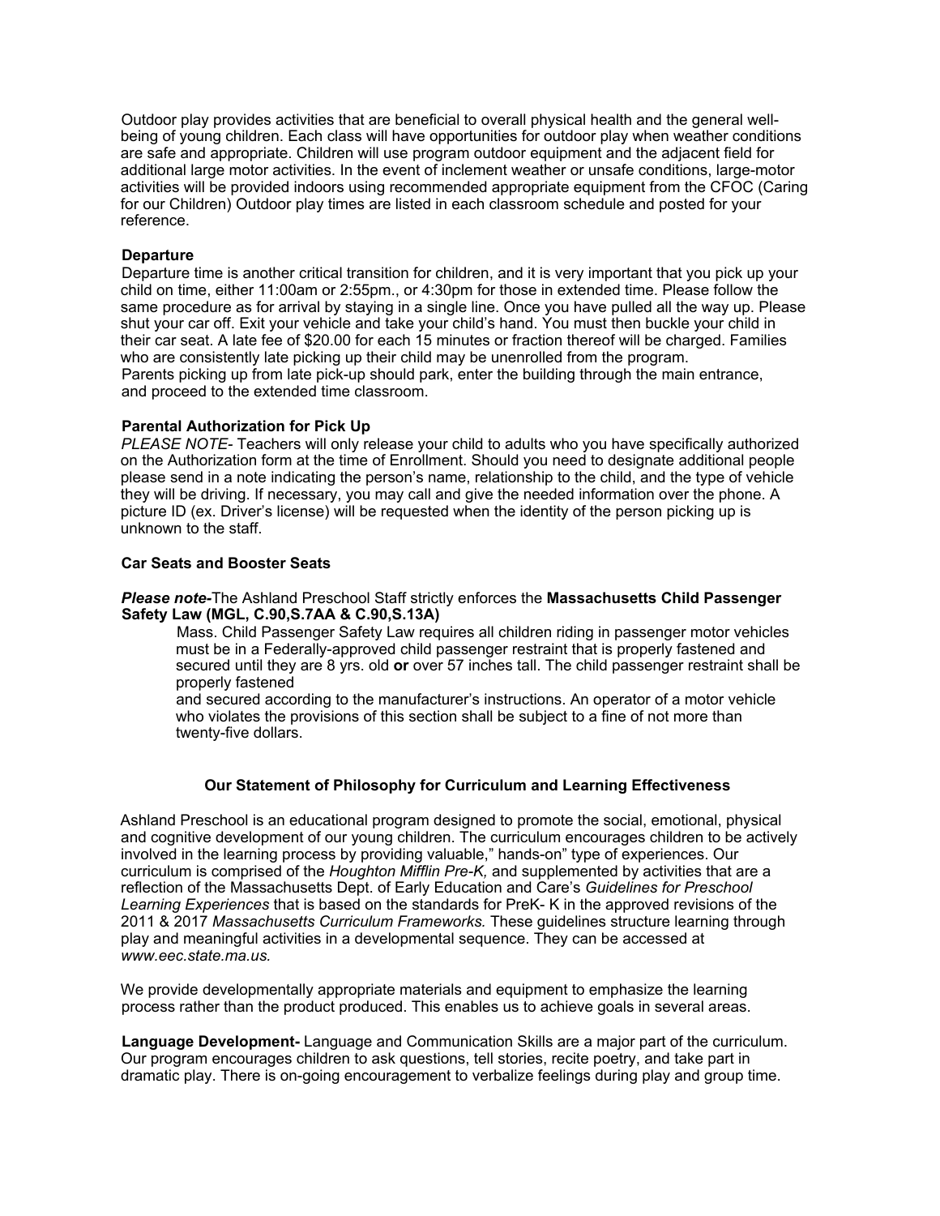Outdoor play provides activities that are beneficial to overall physical health and the general well-being of young children. Each class will have opportunities for outdoor play when weather conditions are safe and appropriate. Children will use program outdoor equipment and the adjacent field for additional large motor activities. In the event of inclement weather or unsafe conditions, large-motor activities will be provided indoors using recommended appropriate equipment from the CFOC (Caring for our Children) Outdoor play times are listed in each classroom schedule and posted for your reference.

**Departure**

Departure time is another critical transition for children, and it is very important that you pick up your child on time, either 11:00am or 2:55pm., or 4:30pm for those in extended time. Please follow the same procedure as for arrival by staying in a single line. Once you have pulled all the way up. Please shut your car off. Exit your vehicle and take your child's hand. You must then buckle your child in their car seat. A late fee of $20.00 for each 15 minutes or fraction thereof will be charged. Families who are consistently late picking up their child may be unenrolled from the program.
Parents picking up from late pick-up should park, enter the building through the main entrance, and proceed to the extended time classroom.

**Parental Authorization for Pick Up**

*PLEASE NOTE*- Teachers will only release your child to adults who you have specifically authorized on the Authorization form at the time of Enrollment. Should you need to designate additional people please send in a note indicating the person's name, relationship to the child, and the type of vehicle they will be driving. If necessary, you may call and give the needed information over the phone. A picture ID (ex. Driver's license) will be requested when the identity of the person picking up is unknown to the staff.

**Car Seats and Booster Seats**

***Please note*-**The Ashland Preschool Staff strictly enforces the **Massachusetts Child Passenger Safety Law (MGL, C.90,S.7AA & C.90,S.13A)**

> Mass. Child Passenger Safety Law requires all children riding in passenger motor vehicles must be in a Federally-approved child passenger restraint that is properly fastened and secured until they are 8 yrs. old **or** over 57 inches tall. The child passenger restraint shall be properly fastened
> and secured according to the manufacturer's instructions. An operator of a motor vehicle who violates the provisions of this section shall be subject to a fine of not more than twenty-five dollars.

## Our Statement of Philosophy for Curriculum and Learning Effectiveness

Ashland Preschool is an educational program designed to promote the social, emotional, physical and cognitive development of our young children. The curriculum encourages children to be actively involved in the learning process by providing valuable," hands-on" type of experiences. Our curriculum is comprised of the *Houghton Mifflin Pre-K,* and supplemented by activities that are a reflection of the Massachusetts Dept. of Early Education and Care's *Guidelines for Preschool Learning Experiences* that is based on the standards for PreK- K in the approved revisions of the 2011 & 2017 *Massachusetts Curriculum Frameworks.* These guidelines structure learning through play and meaningful activities in a developmental sequence. They can be accessed at *www.eec.state.ma.us.*

We provide developmentally appropriate materials and equipment to emphasize the learning process rather than the product produced. This enables us to achieve goals in several areas.

**Language Development-** Language and Communication Skills are a major part of the curriculum. Our program encourages children to ask questions, tell stories, recite poetry, and take part in dramatic play. There is on-going encouragement to verbalize feelings during play and group time.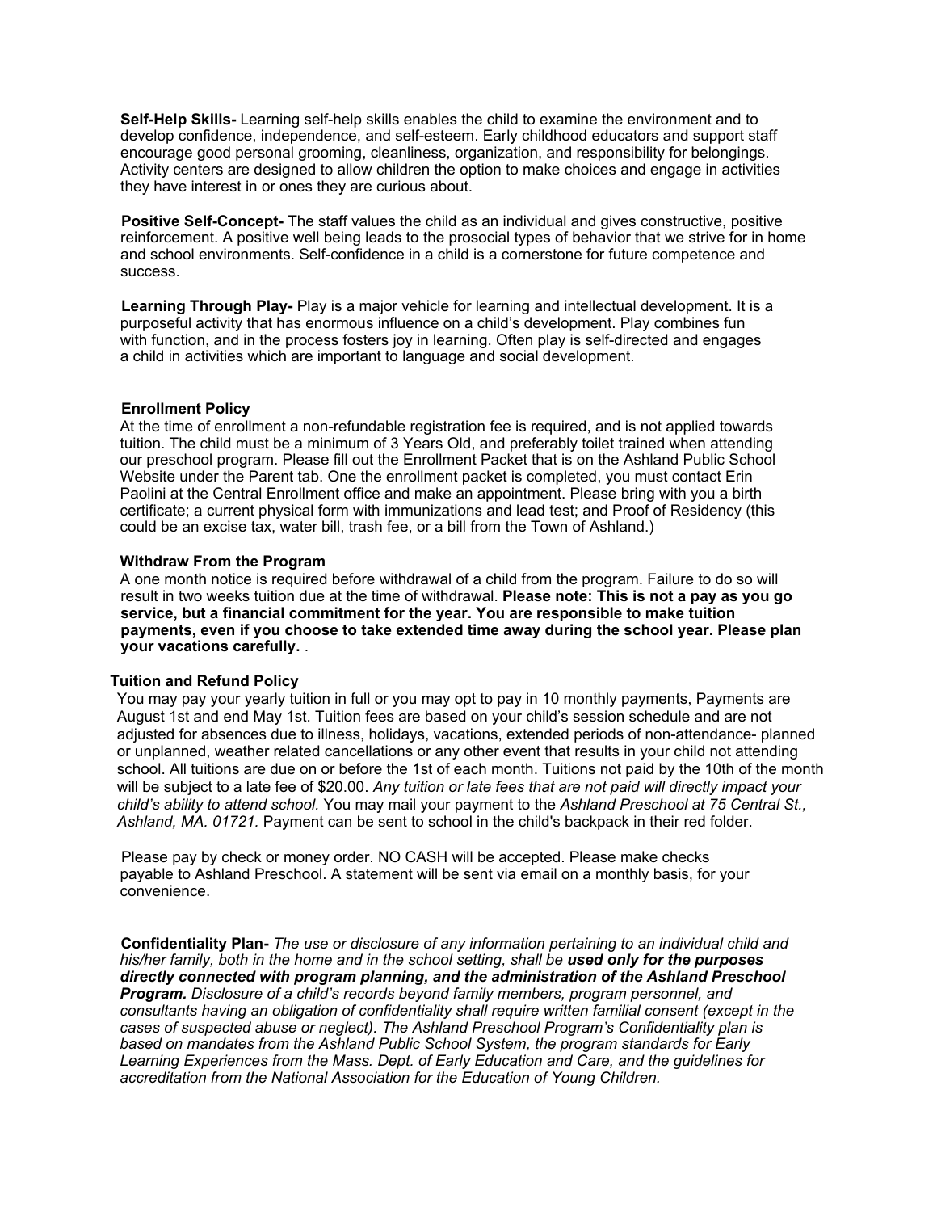**Self-Help Skills-** Learning self-help skills enables the child to examine the environment and to develop confidence, independence, and self-esteem. Early childhood educators and support staff encourage good personal grooming, cleanliness, organization, and responsibility for belongings. Activity centers are designed to allow children the option to make choices and engage in activities they have interest in or ones they are curious about.

**Positive Self-Concept-** The staff values the child as an individual and gives constructive, positive reinforcement. A positive well being leads to the prosocial types of behavior that we strive for in home and school environments. Self-confidence in a child is a cornerstone for future competence and success.

**Learning Through Play-** Play is a major vehicle for learning and intellectual development. It is a purposeful activity that has enormous influence on a child's development. Play combines fun with function, and in the process fosters joy in learning. Often play is self-directed and engages a child in activities which are important to language and social development.

**Enrollment Policy**

At the time of enrollment a non-refundable registration fee is required, and is not applied towards tuition. The child must be a minimum of 3 Years Old, and preferably toilet trained when attending our preschool program. Please fill out the Enrollment Packet that is on the Ashland Public School Website under the Parent tab. One the enrollment packet is completed, you must contact Erin Paolini at the Central Enrollment office and make an appointment. Please bring with you a birth certificate; a current physical form with immunizations and lead test; and Proof of Residency (this could be an excise tax, water bill, trash fee, or a bill from the Town of Ashland.)

**Withdraw From the Program**

A one month notice is required before withdrawal of a child from the program. Failure to do so will result in two weeks tuition due at the time of withdrawal. **Please note: This is not a pay as you go service, but a financial commitment for the year. You are responsible to make tuition payments, even if you choose to take extended time away during the school year. Please plan your vacations carefully.** .

**Tuition and Refund Policy**

You may pay your yearly tuition in full or you may opt to pay in 10 monthly payments, Payments are August 1st and end May 1st. Tuition fees are based on your child's session schedule and are not adjusted for absences due to illness, holidays, vacations, extended periods of non-attendance- planned or unplanned, weather related cancellations or any other event that results in your child not attending school. All tuitions are due on or before the 1st of each month. Tuitions not paid by the 10th of the month will be subject to a late fee of $20.00. *Any tuition or late fees that are not paid will directly impact your child's ability to attend school.* You may mail your payment to the *Ashland Preschool at 75 Central St., Ashland, MA. 01721.* Payment can be sent to school in the child's backpack in their red folder.

Please pay by check or money order. NO CASH will be accepted. Please make checks payable to Ashland Preschool. A statement will be sent via email on a monthly basis, for your convenience.

**Confidentiality Plan-** *The use or disclosure of any information pertaining to an individual child and his/her family, both in the home and in the school setting, shall be **used only for the purposes directly connected with program planning, and the administration of the Ashland Preschool Program.** Disclosure of a child's records beyond family members, program personnel, and consultants having an obligation of confidentiality shall require written familial consent (except in the cases of suspected abuse or neglect). The Ashland Preschool Program's Confidentiality plan is based on mandates from the Ashland Public School System, the program standards for Early Learning Experiences from the Mass. Dept. of Early Education and Care, and the guidelines for accreditation from the National Association for the Education of Young Children.*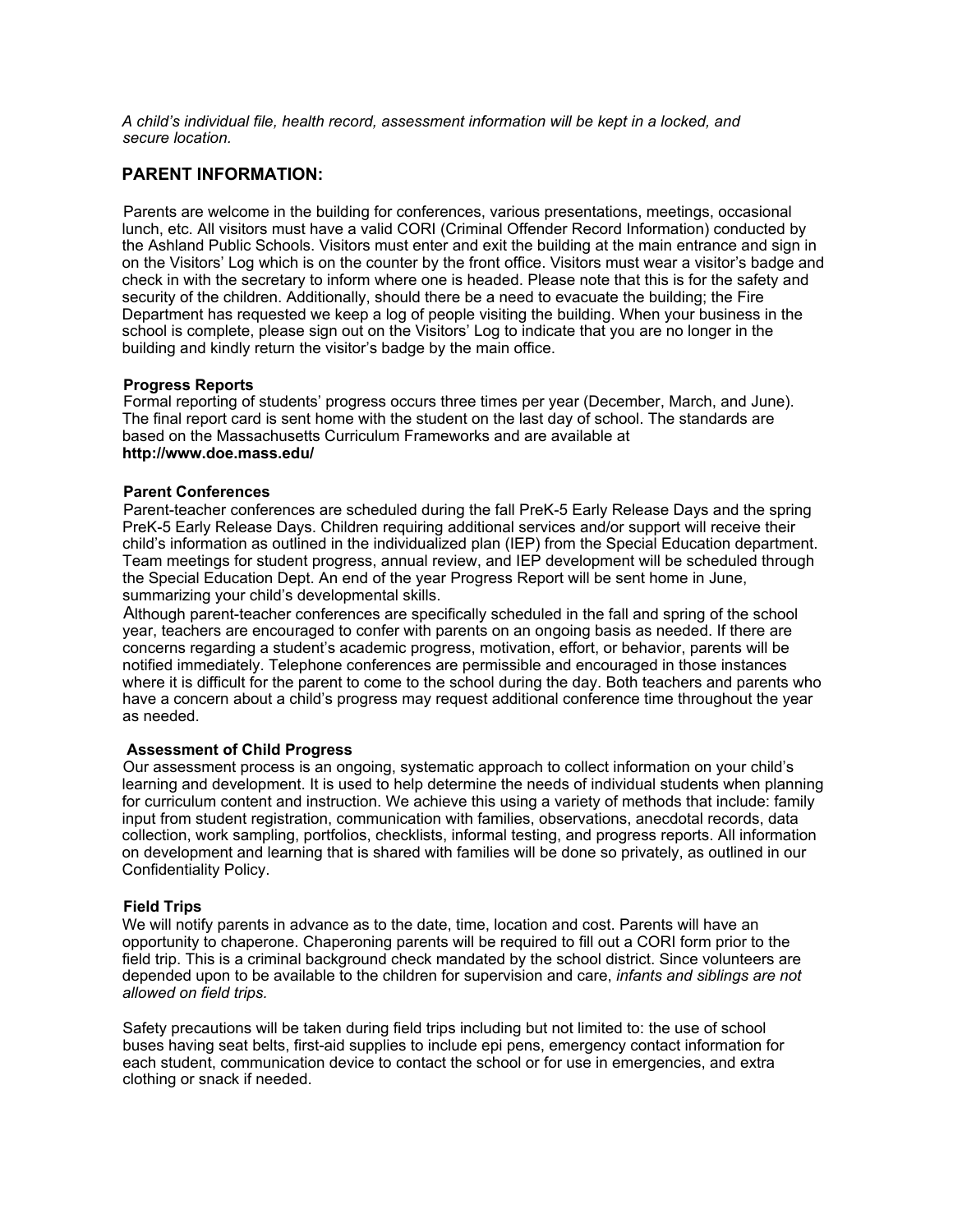*A child's individual file, health record, assessment information will be kept in a locked, and secure location.*

## PARENT INFORMATION:

Parents are welcome in the building for conferences, various presentations, meetings, occasional lunch, etc. All visitors must have a valid CORI (Criminal Offender Record Information) conducted by the Ashland Public Schools. Visitors must enter and exit the building at the main entrance and sign in on the Visitors' Log which is on the counter by the front office. Visitors must wear a visitor's badge and check in with the secretary to inform where one is headed. Please note that this is for the safety and security of the children. Additionally, should there be a need to evacuate the building; the Fire Department has requested we keep a log of people visiting the building. When your business in the school is complete, please sign out on the Visitors' Log to indicate that you are no longer in the building and kindly return the visitor's badge by the main office.

**Progress Reports**

Formal reporting of students' progress occurs three times per year (December, March, and June). The final report card is sent home with the student on the last day of school. The standards are based on the Massachusetts Curriculum Frameworks and are available at **http://www.doe.mass.edu/**

**Parent Conferences**

Parent-teacher conferences are scheduled during the fall PreK-5 Early Release Days and the spring PreK-5 Early Release Days. Children requiring additional services and/or support will receive their child's information as outlined in the individualized plan (IEP) from the Special Education department. Team meetings for student progress, annual review, and IEP development will be scheduled through the Special Education Dept. An end of the year Progress Report will be sent home in June, summarizing your child's developmental skills.

Although parent-teacher conferences are specifically scheduled in the fall and spring of the school year, teachers are encouraged to confer with parents on an ongoing basis as needed. If there are concerns regarding a student's academic progress, motivation, effort, or behavior, parents will be notified immediately. Telephone conferences are permissible and encouraged in those instances where it is difficult for the parent to come to the school during the day. Both teachers and parents who have a concern about a child's progress may request additional conference time throughout the year as needed.

**Assessment of Child Progress**

Our assessment process is an ongoing, systematic approach to collect information on your child's learning and development. It is used to help determine the needs of individual students when planning for curriculum content and instruction. We achieve this using a variety of methods that include: family input from student registration, communication with families, observations, anecdotal records, data collection, work sampling, portfolios, checklists, informal testing, and progress reports. All information on development and learning that is shared with families will be done so privately, as outlined in our Confidentiality Policy.

**Field Trips**

We will notify parents in advance as to the date, time, location and cost. Parents will have an opportunity to chaperone. Chaperoning parents will be required to fill out a CORI form prior to the field trip. This is a criminal background check mandated by the school district. Since volunteers are depended upon to be available to the children for supervision and care, *infants and siblings are not allowed on field trips.*

Safety precautions will be taken during field trips including but not limited to: the use of school buses having seat belts, first-aid supplies to include epi pens, emergency contact information for each student, communication device to contact the school or for use in emergencies, and extra clothing or snack if needed.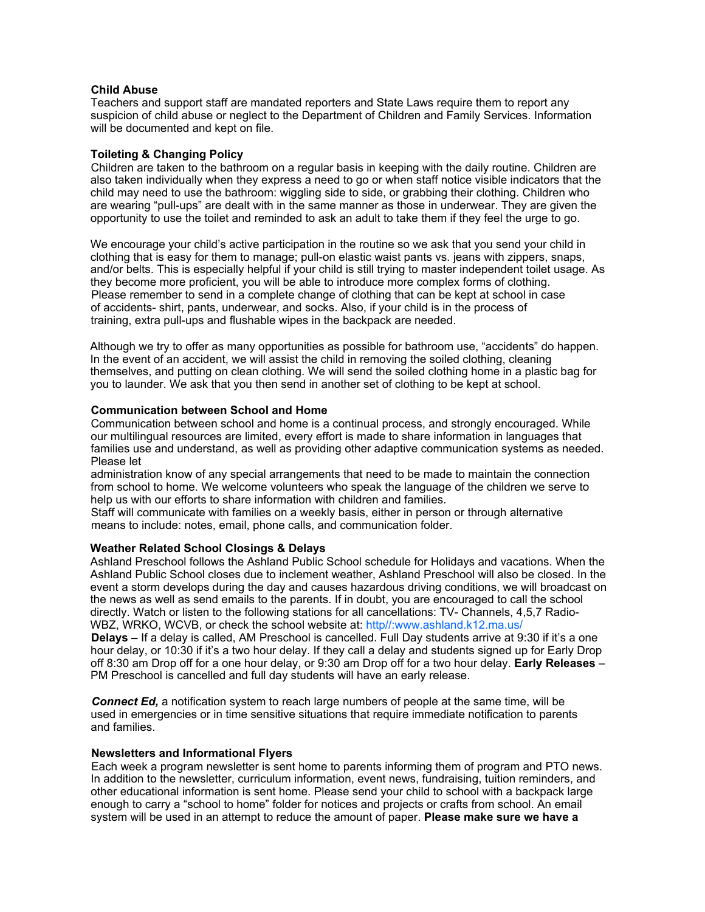**Child Abuse**

Teachers and support staff are mandated reporters and State Laws require them to report any suspicion of child abuse or neglect to the Department of Children and Family Services. Information will be documented and kept on file.

**Toileting & Changing Policy**

Children are taken to the bathroom on a regular basis in keeping with the daily routine. Children are also taken individually when they express a need to go or when staff notice visible indicators that the child may need to use the bathroom: wiggling side to side, or grabbing their clothing. Children who are wearing "pull-ups" are dealt with in the same manner as those in underwear. They are given the opportunity to use the toilet and reminded to ask an adult to take them if they feel the urge to go.

We encourage your child's active participation in the routine so we ask that you send your child in clothing that is easy for them to manage; pull-on elastic waist pants vs. jeans with zippers, snaps, and/or belts. This is especially helpful if your child is still trying to master independent toilet usage. As they become more proficient, you will be able to introduce more complex forms of clothing. Please remember to send in a complete change of clothing that can be kept at school in case of accidents- shirt, pants, underwear, and socks. Also, if your child is in the process of training, extra pull-ups and flushable wipes in the backpack are needed.

Although we try to offer as many opportunities as possible for bathroom use, "accidents" do happen. In the event of an accident, we will assist the child in removing the soiled clothing, cleaning themselves, and putting on clean clothing. We will send the soiled clothing home in a plastic bag for you to launder. We ask that you then send in another set of clothing to be kept at school.

**Communication between School and Home**

Communication between school and home is a continual process, and strongly encouraged. While our multilingual resources are limited, every effort is made to share information in languages that families use and understand, as well as providing other adaptive communication systems as needed. Please let administration know of any special arrangements that need to be made to maintain the connection from school to home. We welcome volunteers who speak the language of the children we serve to help us with our efforts to share information with children and families.

Staff will communicate with families on a weekly basis, either in person or through alternative means to include: notes, email, phone calls, and communication folder.

**Weather Related School Closings & Delays**

Ashland Preschool follows the Ashland Public School schedule for Holidays and vacations. When the Ashland Public School closes due to inclement weather, Ashland Preschool will also be closed. In the event a storm develops during the day and causes hazardous driving conditions, we will broadcast on the news as well as send emails to the parents. If in doubt, you are encouraged to call the school directly. Watch or listen to the following stations for all cancellations: TV- Channels, 4,5,7 Radio-WBZ, WRKO, WCVB, or check the school website at: http//:www.ashland.k12.ma.us/

**Delays –** If a delay is called, AM Preschool is cancelled. Full Day students arrive at 9:30 if it's a one hour delay, or 10:30 if it's a two hour delay. If they call a delay and students signed up for Early Drop off 8:30 am Drop off for a one hour delay, or 9:30 am Drop off for a two hour delay. **Early Releases** – PM Preschool is cancelled and full day students will have an early release.

***Connect Ed,*** a notification system to reach large numbers of people at the same time, will be used in emergencies or in time sensitive situations that require immediate notification to parents and families.

**Newsletters and Informational Flyers**

Each week a program newsletter is sent home to parents informing them of program and PTO news. In addition to the newsletter, curriculum information, event news, fundraising, tuition reminders, and other educational information is sent home. Please send your child to school with a backpack large enough to carry a "school to home" folder for notices and projects or crafts from school. An email system will be used in an attempt to reduce the amount of paper. **Please make sure we have a**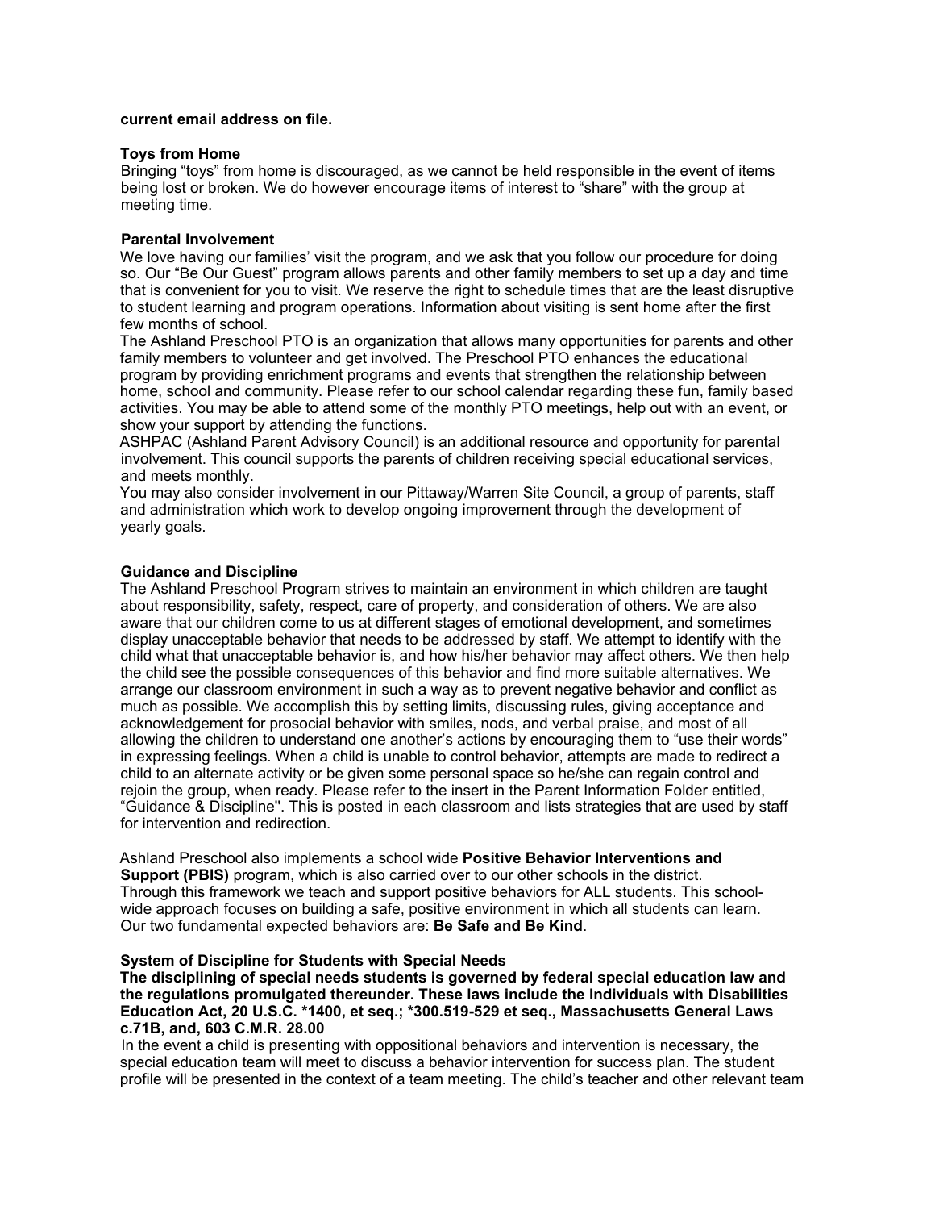**current email address on file.**

**Toys from Home**

Bringing "toys" from home is discouraged, as we cannot be held responsible in the event of items being lost or broken. We do however encourage items of interest to "share" with the group at meeting time.

**Parental Involvement**

We love having our families' visit the program, and we ask that you follow our procedure for doing so. Our "Be Our Guest" program allows parents and other family members to set up a day and time that is convenient for you to visit. We reserve the right to schedule times that are the least disruptive to student learning and program operations. Information about visiting is sent home after the first few months of school.

The Ashland Preschool PTO is an organization that allows many opportunities for parents and other family members to volunteer and get involved. The Preschool PTO enhances the educational program by providing enrichment programs and events that strengthen the relationship between home, school and community. Please refer to our school calendar regarding these fun, family based activities. You may be able to attend some of the monthly PTO meetings, help out with an event, or show your support by attending the functions.

ASHPAC (Ashland Parent Advisory Council) is an additional resource and opportunity for parental involvement. This council supports the parents of children receiving special educational services, and meets monthly.

You may also consider involvement in our Pittaway/Warren Site Council, a group of parents, staff and administration which work to develop ongoing improvement through the development of yearly goals.

**Guidance and Discipline**

The Ashland Preschool Program strives to maintain an environment in which children are taught about responsibility, safety, respect, care of property, and consideration of others. We are also aware that our children come to us at different stages of emotional development, and sometimes display unacceptable behavior that needs to be addressed by staff. We attempt to identify with the child what that unacceptable behavior is, and how his/her behavior may affect others. We then help the child see the possible consequences of this behavior and find more suitable alternatives. We arrange our classroom environment in such a way as to prevent negative behavior and conflict as much as possible. We accomplish this by setting limits, discussing rules, giving acceptance and acknowledgement for prosocial behavior with smiles, nods, and verbal praise, and most of all allowing the children to understand one another's actions by encouraging them to "use their words" in expressing feelings. When a child is unable to control behavior, attempts are made to redirect a child to an alternate activity or be given some personal space so he/she can regain control and rejoin the group, when ready. Please refer to the insert in the Parent Information Folder entitled, "Guidance & Discipline". This is posted in each classroom and lists strategies that are used by staff for intervention and redirection.

Ashland Preschool also implements a school wide **Positive Behavior Interventions and Support (PBIS)** program, which is also carried over to our other schools in the district. Through this framework we teach and support positive behaviors for ALL students. This school-wide approach focuses on building a safe, positive environment in which all students can learn. Our two fundamental expected behaviors are: **Be Safe and Be Kind**.

**System of Discipline for Students with Special Needs**

**The disciplining of special needs students is governed by federal special education law and the regulations promulgated thereunder. These laws include the Individuals with Disabilities Education Act, 20 U.S.C. *1400, et seq.; *300.519-529 et seq., Massachusetts General Laws c.71B, and, 603 C.M.R. 28.00**

In the event a child is presenting with oppositional behaviors and intervention is necessary, the special education team will meet to discuss a behavior intervention for success plan. The student profile will be presented in the context of a team meeting. The child's teacher and other relevant team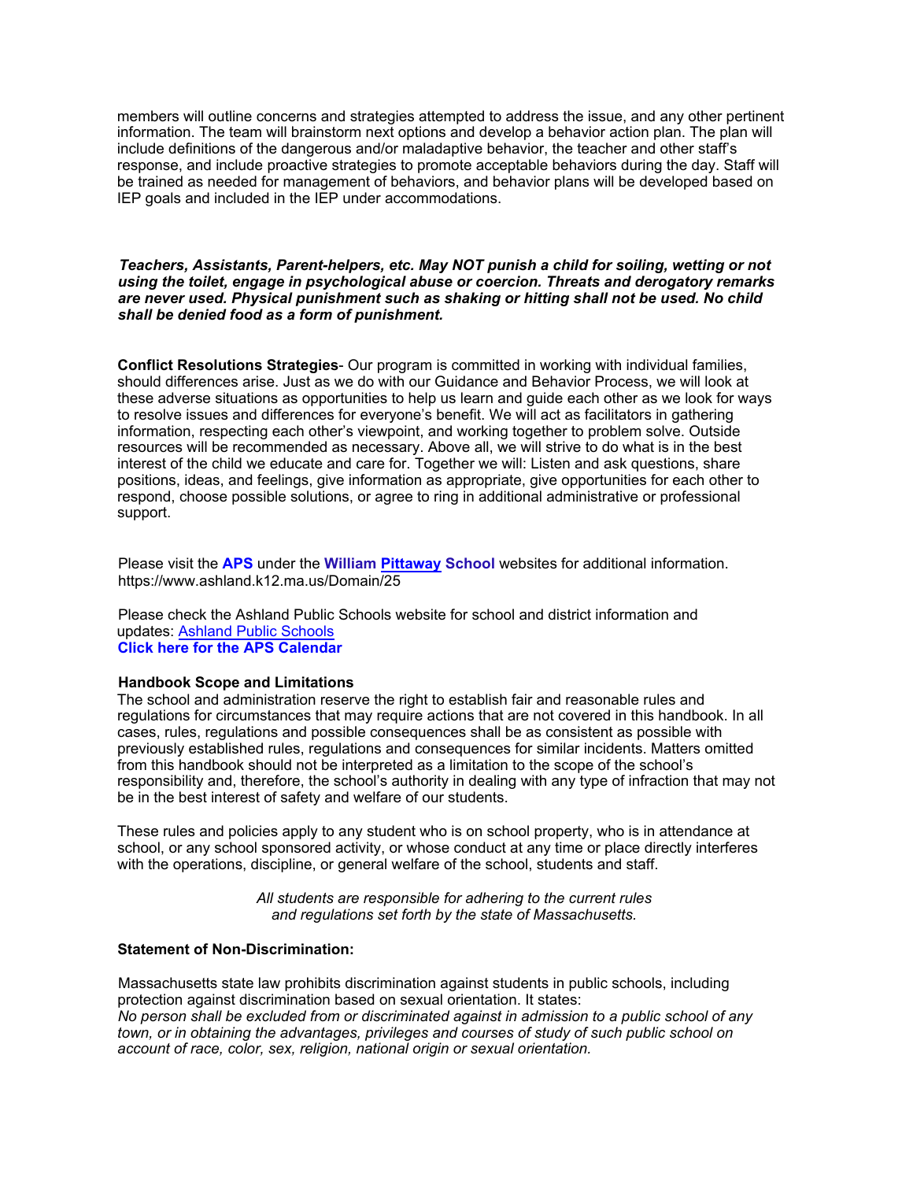members will outline concerns and strategies attempted to address the issue, and any other pertinent information. The team will brainstorm next options and develop a behavior action plan. The plan will include definitions of the dangerous and/or maladaptive behavior, the teacher and other staff's response, and include proactive strategies to promote acceptable behaviors during the day. Staff will be trained as needed for management of behaviors, and behavior plans will be developed based on IEP goals and included in the IEP under accommodations.

***Teachers, Assistants, Parent-helpers, etc. May NOT punish a child for soiling, wetting or not using the toilet, engage in psychological abuse or coercion. Threats and derogatory remarks are never used. Physical punishment such as shaking or hitting shall not be used. No child shall be denied food as a form of punishment.***

**Conflict Resolutions Strategies**- Our program is committed in working with individual families, should differences arise. Just as we do with our Guidance and Behavior Process, we will look at these adverse situations as opportunities to help us learn and guide each other as we look for ways to resolve issues and differences for everyone's benefit. We will act as facilitators in gathering information, respecting each other's viewpoint, and working together to problem solve. Outside resources will be recommended as necessary. Above all, we will strive to do what is in the best interest of the child we educate and care for. Together we will: Listen and ask questions, share positions, ideas, and feelings, give information as appropriate, give opportunities for each other to respond, choose possible solutions, or agree to ring in additional administrative or professional support.

Please visit the **APS** under the **William Pittaway School** websites for additional information. https://www.ashland.k12.ma.us/Domain/25

Please check the Ashland Public Schools website for school and district information and updates: Ashland Public Schools
**Click here for the APS Calendar**

**Handbook Scope and Limitations**
The school and administration reserve the right to establish fair and reasonable rules and regulations for circumstances that may require actions that are not covered in this handbook. In all cases, rules, regulations and possible consequences shall be as consistent as possible with previously established rules, regulations and consequences for similar incidents. Matters omitted from this handbook should not be interpreted as a limitation to the scope of the school's responsibility and, therefore, the school's authority in dealing with any type of infraction that may not be in the best interest of safety and welfare of our students.

These rules and policies apply to any student who is on school property, who is in attendance at school, or any school sponsored activity, or whose conduct at any time or place directly interferes with the operations, discipline, or general welfare of the school, students and staff.

*All students are responsible for adhering to the current rules and regulations set forth by the state of Massachusetts.*

**Statement of Non-Discrimination:**

Massachusetts state law prohibits discrimination against students in public schools, including protection against discrimination based on sexual orientation. It states:
*No person shall be excluded from or discriminated against in admission to a public school of any town, or in obtaining the advantages, privileges and courses of study of such public school on account of race, color, sex, religion, national origin or sexual orientation.*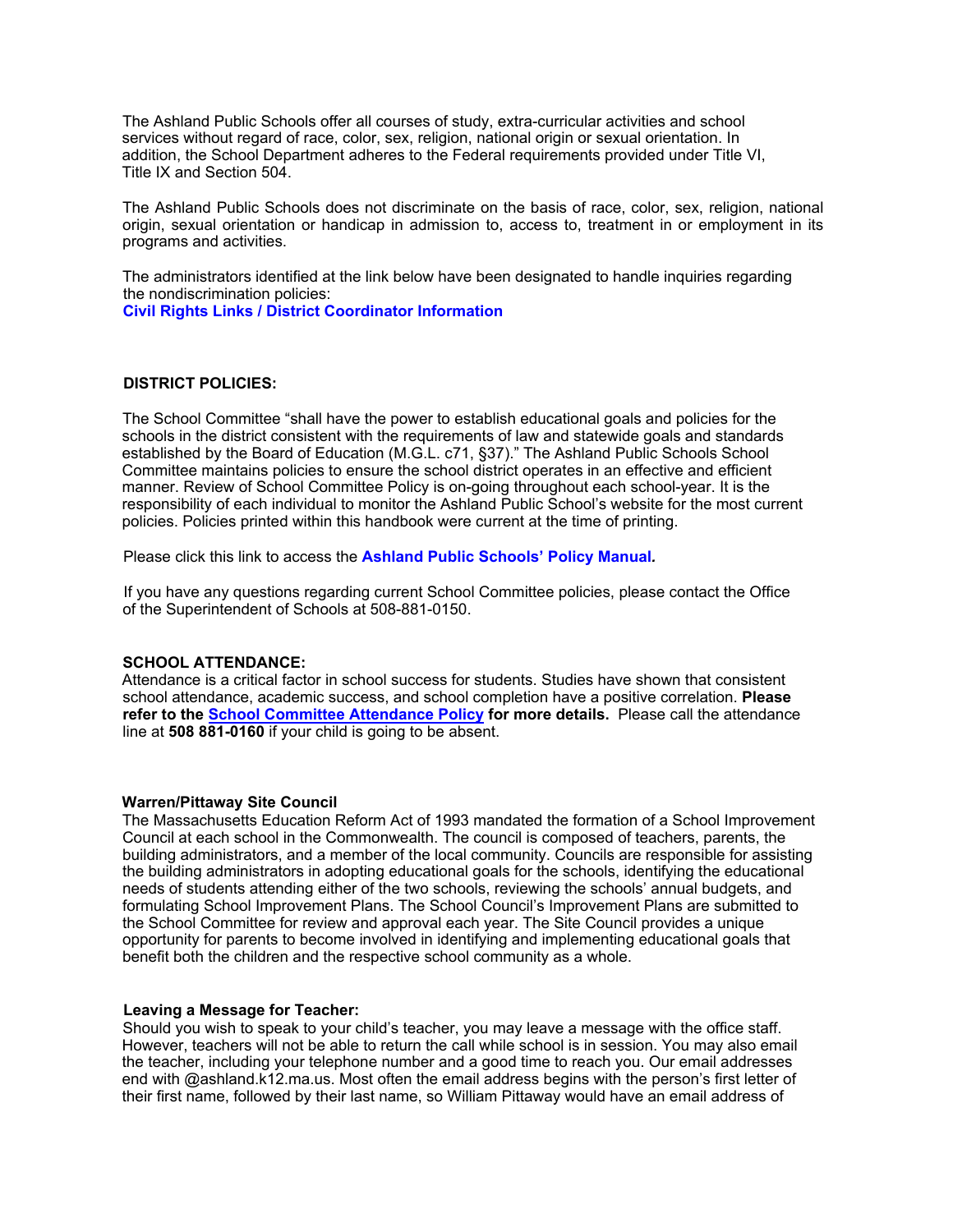The Ashland Public Schools offer all courses of study, extra-curricular activities and school services without regard of race, color, sex, religion, national origin or sexual orientation. In addition, the School Department adheres to the Federal requirements provided under Title VI, Title IX and Section 504.

The Ashland Public Schools does not discriminate on the basis of race, color, sex, religion, national origin, sexual orientation or handicap in admission to, access to, treatment in or employment in its programs and activities.

The administrators identified at the link below have been designated to handle inquiries regarding the nondiscrimination policies:
**Civil Rights Links / District Coordinator Information**

### DISTRICT POLICIES:

The School Committee "shall have the power to establish educational goals and policies for the schools in the district consistent with the requirements of law and statewide goals and standards established by the Board of Education (M.G.L. c71, §37)." The Ashland Public Schools School Committee maintains policies to ensure the school district operates in an effective and efficient manner. Review of School Committee Policy is on-going throughout each school-year. It is the responsibility of each individual to monitor the Ashland Public School's website for the most current policies. Policies printed within this handbook were current at the time of printing.

Please click this link to access the **Ashland Public Schools' Policy Manual**.

If you have any questions regarding current School Committee policies, please contact the Office of the Superintendent of Schools at 508-881-0150.

### SCHOOL ATTENDANCE:

Attendance is a critical factor in school success for students. Studies have shown that consistent school attendance, academic success, and school completion have a positive correlation. **Please refer to the School Committee Attendance Policy for more details.** Please call the attendance line at **508 881-0160** if your child is going to be absent.

### Warren/Pittaway Site Council

The Massachusetts Education Reform Act of 1993 mandated the formation of a School Improvement Council at each school in the Commonwealth. The council is composed of teachers, parents, the building administrators, and a member of the local community. Councils are responsible for assisting the building administrators in adopting educational goals for the schools, identifying the educational needs of students attending either of the two schools, reviewing the schools' annual budgets, and formulating School Improvement Plans. The School Council's Improvement Plans are submitted to the School Committee for review and approval each year. The Site Council provides a unique opportunity for parents to become involved in identifying and implementing educational goals that benefit both the children and the respective school community as a whole.

### Leaving a Message for Teacher:

Should you wish to speak to your child's teacher, you may leave a message with the office staff. However, teachers will not be able to return the call while school is in session. You may also email the teacher, including your telephone number and a good time to reach you. Our email addresses end with @ashland.k12.ma.us. Most often the email address begins with the person's first letter of their first name, followed by their last name, so William Pittaway would have an email address of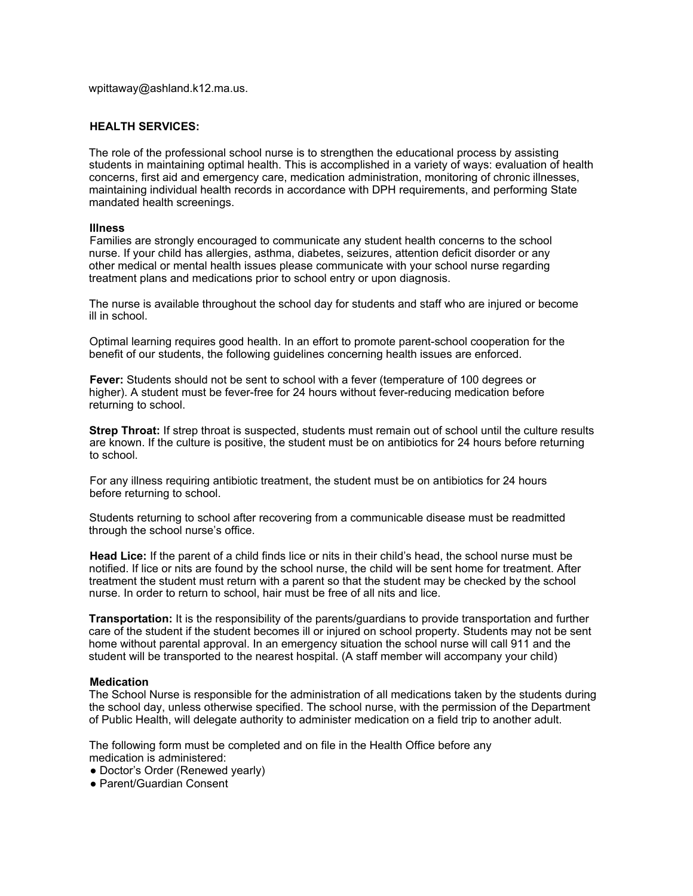wpittaway@ashland.k12.ma.us.

## HEALTH SERVICES:

The role of the professional school nurse is to strengthen the educational process by assisting students in maintaining optimal health. This is accomplished in a variety of ways: evaluation of health concerns, first aid and emergency care, medication administration, monitoring of chronic illnesses, maintaining individual health records in accordance with DPH requirements, and performing State mandated health screenings.

### Illness

Families are strongly encouraged to communicate any student health concerns to the school nurse. If your child has allergies, asthma, diabetes, seizures, attention deficit disorder or any other medical or mental health issues please communicate with your school nurse regarding treatment plans and medications prior to school entry or upon diagnosis.

The nurse is available throughout the school day for students and staff who are injured or become ill in school.

Optimal learning requires good health. In an effort to promote parent-school cooperation for the benefit of our students, the following guidelines concerning health issues are enforced.

**Fever:** Students should not be sent to school with a fever (temperature of 100 degrees or higher). A student must be fever-free for 24 hours without fever-reducing medication before returning to school.

**Strep Throat:** If strep throat is suspected, students must remain out of school until the culture results are known. If the culture is positive, the student must be on antibiotics for 24 hours before returning to school.

For any illness requiring antibiotic treatment, the student must be on antibiotics for 24 hours before returning to school.

Students returning to school after recovering from a communicable disease must be readmitted through the school nurse's office.

**Head Lice:** If the parent of a child finds lice or nits in their child's head, the school nurse must be notified. If lice or nits are found by the school nurse, the child will be sent home for treatment. After treatment the student must return with a parent so that the student may be checked by the school nurse. In order to return to school, hair must be free of all nits and lice.

**Transportation:** It is the responsibility of the parents/guardians to provide transportation and further care of the student if the student becomes ill or injured on school property. Students may not be sent home without parental approval. In an emergency situation the school nurse will call 911 and the student will be transported to the nearest hospital. (A staff member will accompany your child)

### Medication

The School Nurse is responsible for the administration of all medications taken by the students during the school day, unless otherwise specified. The school nurse, with the permission of the Department of Public Health, will delegate authority to administer medication on a field trip to another adult.

The following form must be completed and on file in the Health Office before any medication is administered:

- Doctor's Order (Renewed yearly)
- Parent/Guardian Consent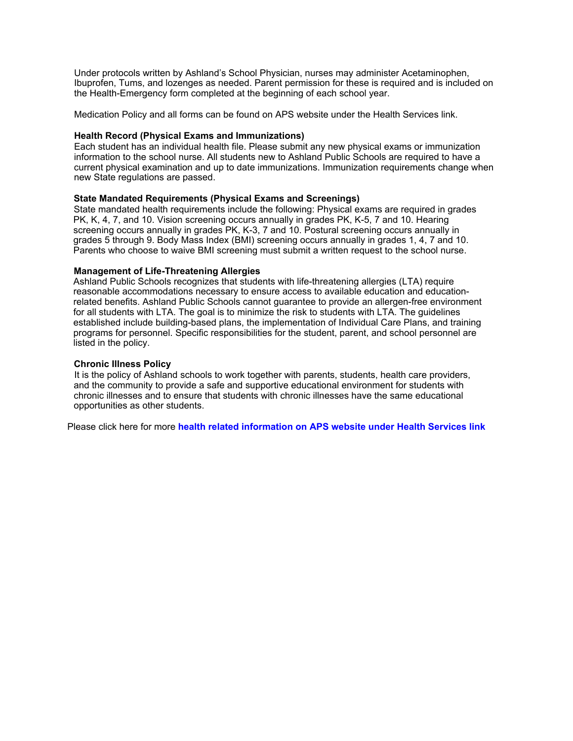Under protocols written by Ashland's School Physician, nurses may administer Acetaminophen, Ibuprofen, Tums, and lozenges as needed. Parent permission for these is required and is included on the Health-Emergency form completed at the beginning of each school year.

Medication Policy and all forms can be found on APS website under the Health Services link.

**Health Record (Physical Exams and Immunizations)**

Each student has an individual health file. Please submit any new physical exams or immunization information to the school nurse. All students new to Ashland Public Schools are required to have a current physical examination and up to date immunizations. Immunization requirements change when new State regulations are passed.

**State Mandated Requirements (Physical Exams and Screenings)**

State mandated health requirements include the following: Physical exams are required in grades PK, K, 4, 7, and 10. Vision screening occurs annually in grades PK, K-5, 7 and 10. Hearing screening occurs annually in grades PK, K-3, 7 and 10. Postural screening occurs annually in grades 5 through 9. Body Mass Index (BMI) screening occurs annually in grades 1, 4, 7 and 10. Parents who choose to waive BMI screening must submit a written request to the school nurse.

**Management of Life-Threatening Allergies**

Ashland Public Schools recognizes that students with life-threatening allergies (LTA) require reasonable accommodations necessary to ensure access to available education and education-related benefits. Ashland Public Schools cannot guarantee to provide an allergen-free environment for all students with LTA. The goal is to minimize the risk to students with LTA. The guidelines established include building-based plans, the implementation of Individual Care Plans, and training programs for personnel. Specific responsibilities for the student, parent, and school personnel are listed in the policy.

**Chronic Illness Policy**

It is the policy of Ashland schools to work together with parents, students, health care providers, and the community to provide a safe and supportive educational environment for students with chronic illnesses and to ensure that students with chronic illnesses have the same educational opportunities as other students.

Please click here for more **health related information on APS website under Health Services link**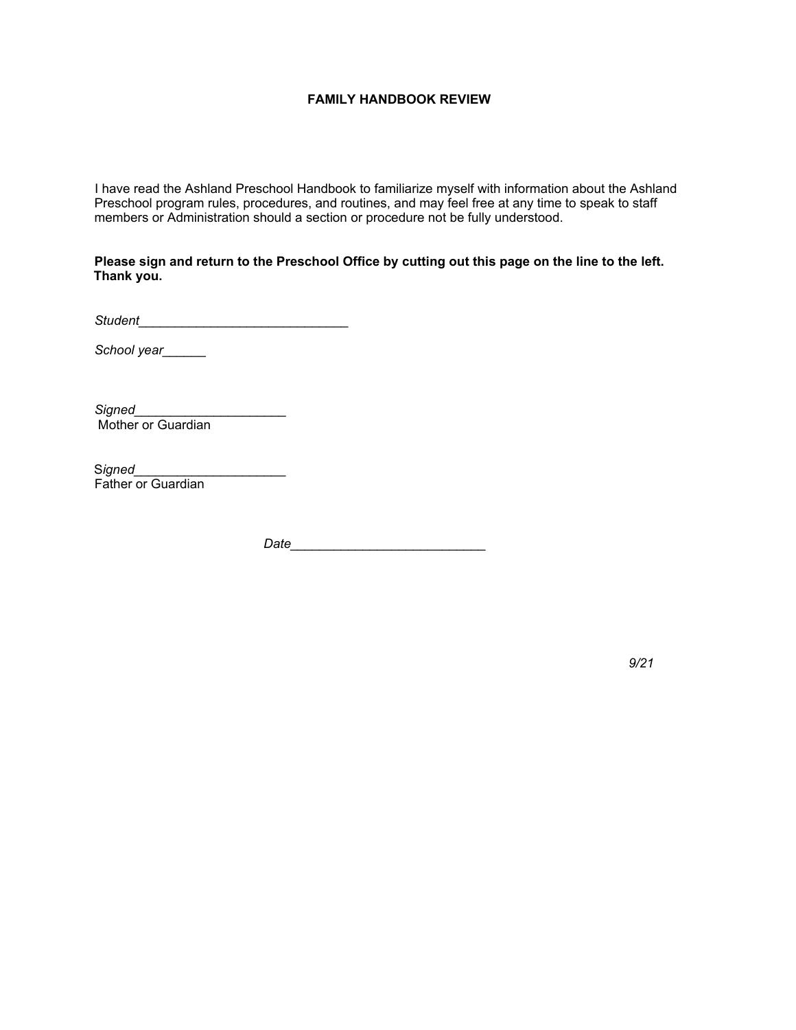**FAMILY HANDBOOK REVIEW**

I have read the Ashland Preschool Handbook to familiarize myself with information about the Ashland Preschool program rules, procedures, and routines, and may feel free at any time to speak to staff members or Administration should a section or procedure not be fully understood.

**Please sign and return to the Preschool Office by cutting out this page on the line to the left. Thank you.**

*Student*____________________________

*School year*______

*Signed*____________________
Mother or Guardian

S*igned*____________________
Father or Guardian

*Date*__________________________

*9/21*